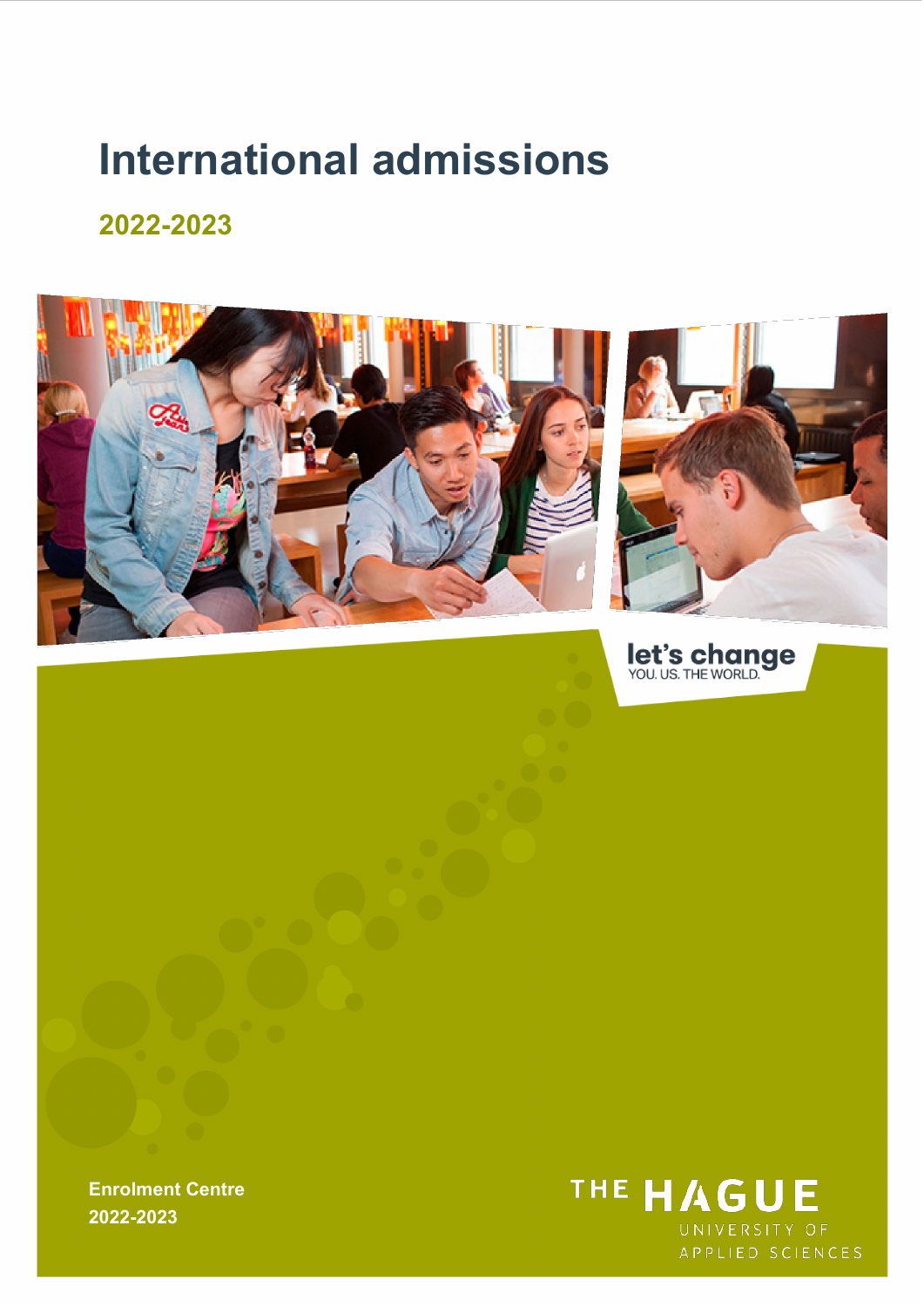# International admissions

## 2022-2023

let's change
YOU. US. THE WORLD.

**Enrolment Centre**
**2022-2023**

THE HAGUE
UNIVERSITY OF
APPLIED SCIENCES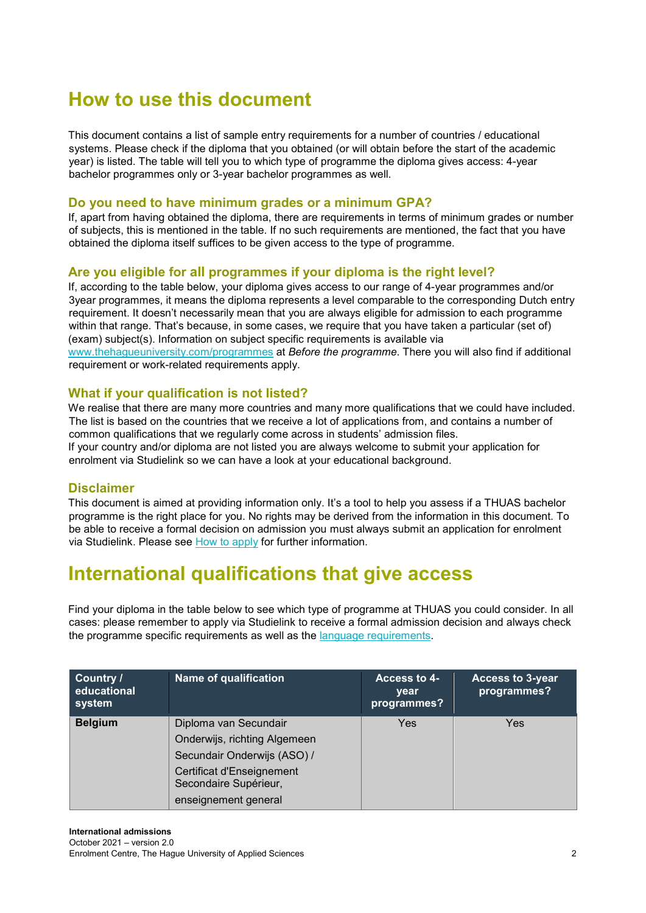# How to use this document

This document contains a list of sample entry requirements for a number of countries / educational systems. Please check if the diploma that you obtained (or will obtain before the start of the academic year) is listed. The table will tell you to which type of programme the diploma gives access: 4-year bachelor programmes only or 3-year bachelor programmes as well.

### Do you need to have minimum grades or a minimum GPA?

If, apart from having obtained the diploma, there are requirements in terms of minimum grades or number of subjects, this is mentioned in the table. If no such requirements are mentioned, the fact that you have obtained the diploma itself suffices to be given access to the type of programme.

### Are you eligible for all programmes if your diploma is the right level?

If, according to the table below, your diploma gives access to our range of 4-year programmes and/or 3year programmes, it means the diploma represents a level comparable to the corresponding Dutch entry requirement. It doesn't necessarily mean that you are always eligible for admission to each programme within that range. That's because, in some cases, we require that you have taken a particular (set of) (exam) subject(s). Information on subject specific requirements is available via www.thehagueuniversity.com/programmes at *Before the programme*. There you will also find if additional requirement or work-related requirements apply.

### What if your qualification is not listed?

We realise that there are many more countries and many more qualifications that we could have included. The list is based on the countries that we receive a lot of applications from, and contains a number of common qualifications that we regularly come across in students' admission files.
If your country and/or diploma are not listed you are always welcome to submit your application for enrolment via Studielink so we can have a look at your educational background.

### Disclaimer

This document is aimed at providing information only. It's a tool to help you assess if a THUAS bachelor programme is the right place for you. No rights may be derived from the information in this document. To be able to receive a formal decision on admission you must always submit an application for enrolment via Studielink. Please see How to apply for further information.

# International qualifications that give access

Find your diploma in the table below to see which type of programme at THUAS you could consider. In all cases: please remember to apply via Studielink to receive a formal admission decision and always check the programme specific requirements as well as the language requirements.

| Country / educational system | Name of qualification | Access to 4-year programmes? | Access to 3-year programmes? |
|---|---|---|---|
| **Belgium** | Diploma van Secundair Onderwijs, richting Algemeen Secundair Onderwijs (ASO) / Certificat d'Enseignement Secondaire Supérieur, enseignement general | Yes | Yes |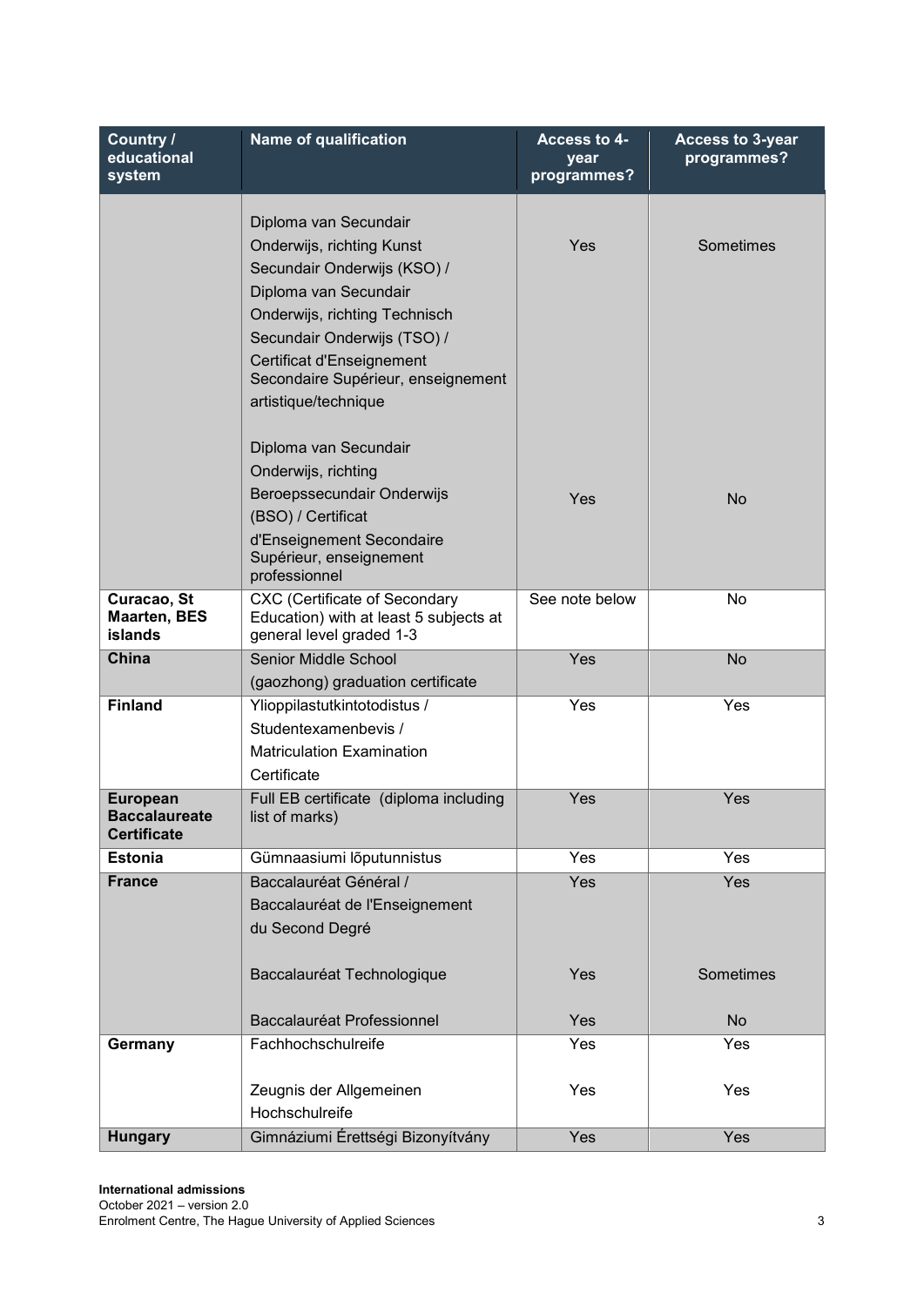| Country / educational system | Name of qualification | Access to 4-year programmes? | Access to 3-year programmes? |
|---|---|---|---|
| | Diploma van Secundair Onderwijs, richting Kunst Secundair Onderwijs (KSO) / Diploma van Secundair Onderwijs, richting Technisch Secundair Onderwijs (TSO) / Certificat d'Enseignement Secondaire Supérieur, enseignement artistique/technique | Yes | Sometimes |
| | Diploma van Secundair Onderwijs, richting Beroepssecundair Onderwijs (BSO) / Certificat d'Enseignement Secondaire Supérieur, enseignement professionnel | Yes | No |
| **Curacao, St Maarten, BES islands** | CXC (Certificate of Secondary Education) with at least 5 subjects at general level graded 1-3 | See note below | No |
| **China** | Senior Middle School (gaozhong) graduation certificate | Yes | No |
| **Finland** | Ylioppilastutkintotodistus / Studentexamenbevis / Matriculation Examination Certificate | Yes | Yes |
| **European Baccalaureate Certificate** | Full EB certificate (diploma including list of marks) | Yes | Yes |
| **Estonia** | Gümnaasiumi lõputunnistus | Yes | Yes |
| **France** | Baccalauréat Général / Baccalauréat de l'Enseignement du Second Degré | Yes | Yes |
| | Baccalauréat Technologique | Yes | Sometimes |
| | Baccalauréat Professionnel | Yes | No |
| **Germany** | Fachhochschulreife | Yes | Yes |
| | Zeugnis der Allgemeinen Hochschulreife | Yes | Yes |
| **Hungary** | Gimnáziumi Érettségi Bizonyítvány | Yes | Yes |

**International admissions**
October 2021 – version 2.0
Enrolment Centre, The Hague University of Applied Sciences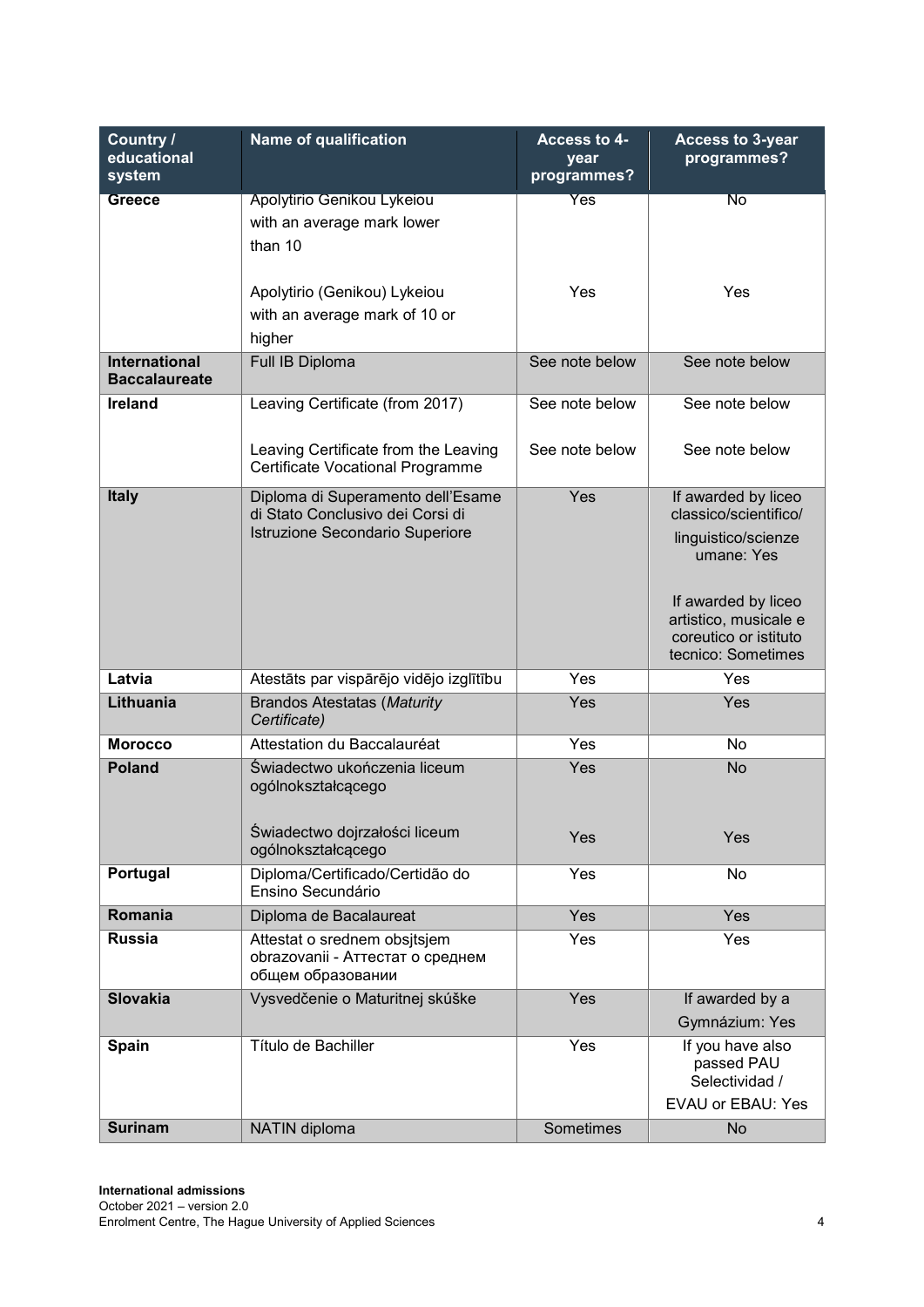| Country / educational system | Name of qualification | Access to 4-year programmes? | Access to 3-year programmes? |
|---|---|---|---|
| **Greece** | Apolytirio Genikou Lykeiou with an average mark lower than 10 | Yes | No |
| | Apolytirio (Genikou) Lykeiou with an average mark of 10 or higher | Yes | Yes |
| **International Baccalaureate** | Full IB Diploma | See note below | See note below |
| **Ireland** | Leaving Certificate (from 2017) | See note below | See note below |
| | Leaving Certificate from the Leaving Certificate Vocational Programme | See note below | See note below |
| **Italy** | Diploma di Superamento dell'Esame di Stato Conclusivo dei Corsi di Istruzione Secondario Superiore | Yes | If awarded by liceo classico/scientifico/ linguistico/scienze umane: Yes<br><br>If awarded by liceo artistico, musicale e coreutico or istituto tecnico: Sometimes |
| **Latvia** | Atestāts par vispārējo vidējo izglītību | Yes | Yes |
| **Lithuania** | Brandos Atestatas (*Maturity Certificate)* | Yes | Yes |
| **Morocco** | Attestation du Baccalauréat | Yes | No |
| **Poland** | Świadectwo ukończenia liceum ogólnokształcącego | Yes | No |
| | Świadectwo dojrzałości liceum ogólnokształcącego | Yes | Yes |
| **Portugal** | Diploma/Certificado/Certidão do Ensino Secundário | Yes | No |
| **Romania** | Diploma de Bacalaureat | Yes | Yes |
| **Russia** | Attestat o srednem obsjtsjem obrazovanii - Аттестат о среднем общем образовании | Yes | Yes |
| **Slovakia** | Vysvedčenie o Maturitnej skúške | Yes | If awarded by a Gymnázium: Yes |
| **Spain** | Título de Bachiller | Yes | If you have also passed PAU Selectividad / EVAU or EBAU: Yes |
| **Surinam** | NATIN diploma | Sometimes | No |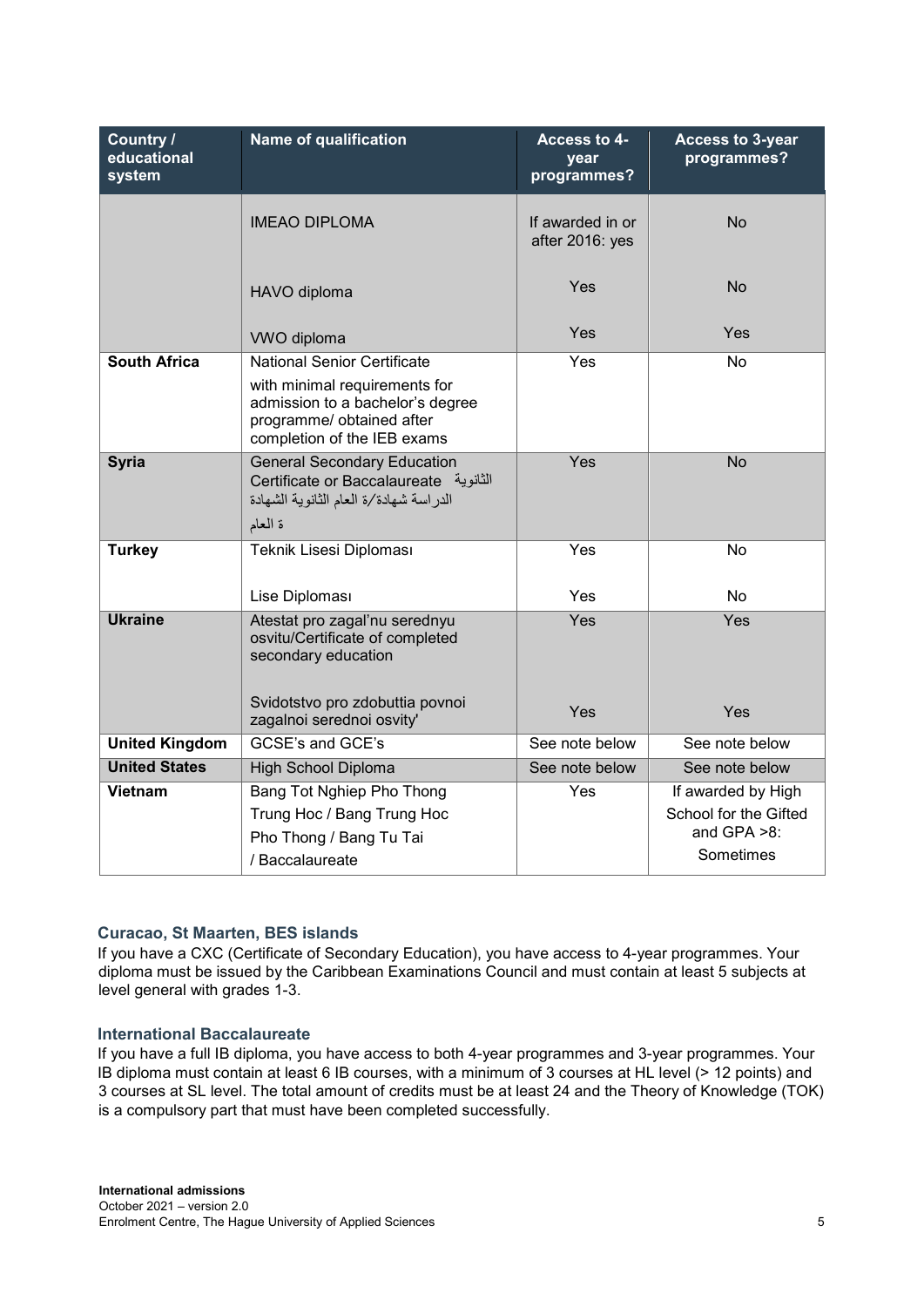| Country / educational system | Name of qualification | Access to 4-year programmes? | Access to 3-year programmes? |
|---|---|---|---|
| | IMEAO DIPLOMA | If awarded in or after 2016: yes | No |
| | HAVO diploma | Yes | No |
| | VWO diploma | Yes | Yes |
| **South Africa** | National Senior Certificate with minimal requirements for admission to a bachelor's degree programme/ obtained after completion of the IEB exams | Yes | No |
| **Syria** | General Secondary Education Certificate or Baccalaureate الثانوية الدراسة شهادة/ة العام الثانوية الشهادة ة العام | Yes | No |
| **Turkey** | Teknik Lisesi Diploması | Yes | No |
| | Lise Diploması | Yes | No |
| **Ukraine** | Atestat pro zagal'nu serednyu osvitu/Certificate of completed secondary education | Yes | Yes |
| | Svidotstvo pro zdobuttia povnoi zagalnoi serednoi osvity' | Yes | Yes |
| **United Kingdom** | GCSE's and GCE's | See note below | See note below |
| **United States** | High School Diploma | See note below | See note below |
| **Vietnam** | Bang Tot Nghiep Pho Thong Trung Hoc / Bang Trung Hoc Pho Thong / Bang Tu Tai / Baccalaureate | Yes | If awarded by High School for the Gifted and GPA >8: Sometimes |

### Curacao, St Maarten, BES islands

If you have a CXC (Certificate of Secondary Education), you have access to 4-year programmes. Your diploma must be issued by the Caribbean Examinations Council and must contain at least 5 subjects at level general with grades 1-3.

### International Baccalaureate

If you have a full IB diploma, you have access to both 4-year programmes and 3-year programmes. Your IB diploma must contain at least 6 IB courses, with a minimum of 3 courses at HL level (> 12 points) and 3 courses at SL level. The total amount of credits must be at least 24 and the Theory of Knowledge (TOK) is a compulsory part that must have been completed successfully.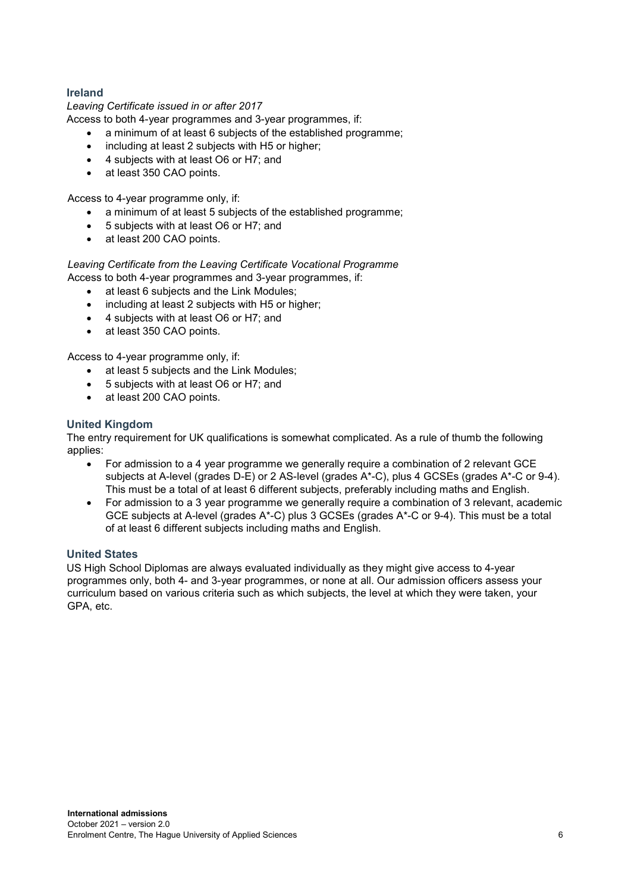## Ireland

*Leaving Certificate issued in or after 2017*

Access to both 4-year programmes and 3-year programmes, if:

- a minimum of at least 6 subjects of the established programme;
- including at least 2 subjects with H5 or higher;
- 4 subjects with at least O6 or H7; and
- at least 350 CAO points.

Access to 4-year programme only, if:

- a minimum of at least 5 subjects of the established programme;
- 5 subjects with at least O6 or H7; and
- at least 200 CAO points.

*Leaving Certificate from the Leaving Certificate Vocational Programme*

Access to both 4-year programmes and 3-year programmes, if:

- at least 6 subjects and the Link Modules;
- including at least 2 subjects with H5 or higher;
- 4 subjects with at least O6 or H7; and
- at least 350 CAO points.

Access to 4-year programme only, if:

- at least 5 subjects and the Link Modules;
- 5 subjects with at least O6 or H7; and
- at least 200 CAO points.

## United Kingdom

The entry requirement for UK qualifications is somewhat complicated. As a rule of thumb the following applies:

- For admission to a 4 year programme we generally require a combination of 2 relevant GCE subjects at A-level (grades D-E) or 2 AS-level (grades A*-C), plus 4 GCSEs (grades A*-C or 9-4). This must be a total of at least 6 different subjects, preferably including maths and English.
- For admission to a 3 year programme we generally require a combination of 3 relevant, academic GCE subjects at A-level (grades A*-C) plus 3 GCSEs (grades A*-C or 9-4). This must be a total of at least 6 different subjects including maths and English.

## United States

US High School Diplomas are always evaluated individually as they might give access to 4-year programmes only, both 4- and 3-year programmes, or none at all. Our admission officers assess your curriculum based on various criteria such as which subjects, the level at which they were taken, your GPA, etc.